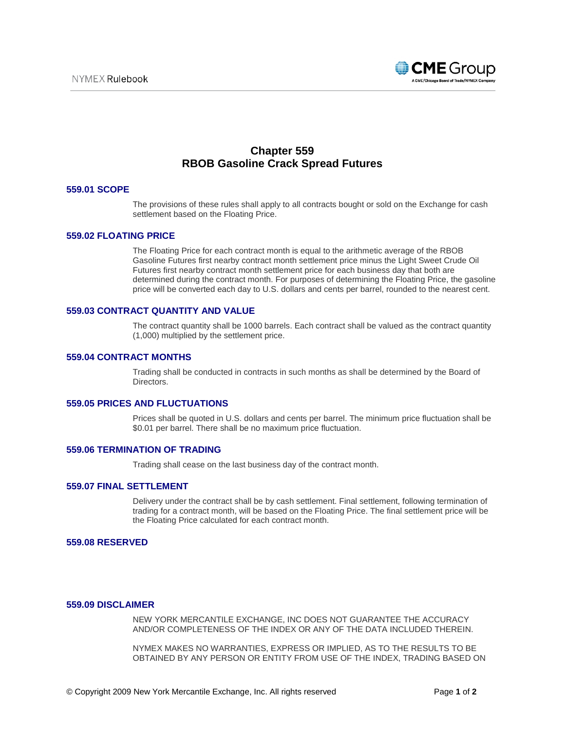# Chapter 559
# RBOB Gasoline Crack Spread Futures

## 559.01 SCOPE

The provisions of these rules shall apply to all contracts bought or sold on the Exchange for cash settlement based on the Floating Price.

## 559.02 FLOATING PRICE

The Floating Price for each contract month is equal to the arithmetic average of the RBOB Gasoline Futures first nearby contract month settlement price minus the Light Sweet Crude Oil Futures first nearby contract month settlement price for each business day that both are determined during the contract month. For purposes of determining the Floating Price, the gasoline price will be converted each day to U.S. dollars and cents per barrel, rounded to the nearest cent.

## 559.03 CONTRACT QUANTITY AND VALUE

The contract quantity shall be 1000 barrels. Each contract shall be valued as the contract quantity (1,000) multiplied by the settlement price.

## 559.04 CONTRACT MONTHS

Trading shall be conducted in contracts in such months as shall be determined by the Board of Directors.

## 559.05 PRICES AND FLUCTUATIONS

Prices shall be quoted in U.S. dollars and cents per barrel. The minimum price fluctuation shall be $0.01 per barrel. There shall be no maximum price fluctuation.

## 559.06 TERMINATION OF TRADING

Trading shall cease on the last business day of the contract month.

## 559.07 FINAL SETTLEMENT

Delivery under the contract shall be by cash settlement. Final settlement, following termination of trading for a contract month, will be based on the Floating Price. The final settlement price will be the Floating Price calculated for each contract month.

## 559.08 RESERVED

## 559.09 DISCLAIMER

NEW YORK MERCANTILE EXCHANGE, INC DOES NOT GUARANTEE THE ACCURACY AND/OR COMPLETENESS OF THE INDEX OR ANY OF THE DATA INCLUDED THEREIN.

NYMEX MAKES NO WARRANTIES, EXPRESS OR IMPLIED, AS TO THE RESULTS TO BE OBTAINED BY ANY PERSON OR ENTITY FROM USE OF THE INDEX, TRADING BASED ON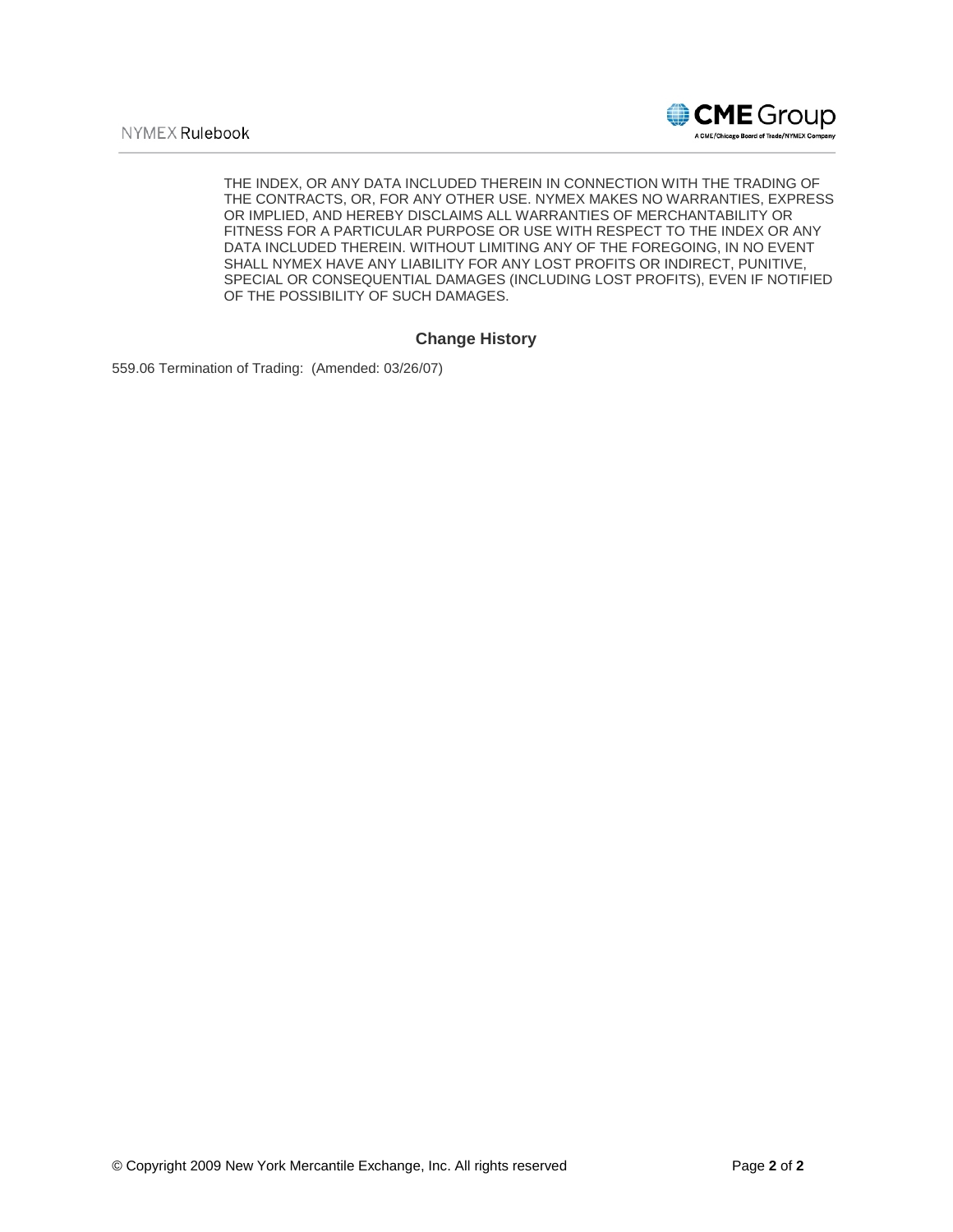THE INDEX, OR ANY DATA INCLUDED THEREIN IN CONNECTION WITH THE TRADING OF THE CONTRACTS, OR, FOR ANY OTHER USE. NYMEX MAKES NO WARRANTIES, EXPRESS OR IMPLIED, AND HEREBY DISCLAIMS ALL WARRANTIES OF MERCHANTABILITY OR FITNESS FOR A PARTICULAR PURPOSE OR USE WITH RESPECT TO THE INDEX OR ANY DATA INCLUDED THEREIN. WITHOUT LIMITING ANY OF THE FOREGOING, IN NO EVENT SHALL NYMEX HAVE ANY LIABILITY FOR ANY LOST PROFITS OR INDIRECT, PUNITIVE, SPECIAL OR CONSEQUENTIAL DAMAGES (INCLUDING LOST PROFITS), EVEN IF NOTIFIED OF THE POSSIBILITY OF SUCH DAMAGES.

## Change History

559.06 Termination of Trading: (Amended: 03/26/07)